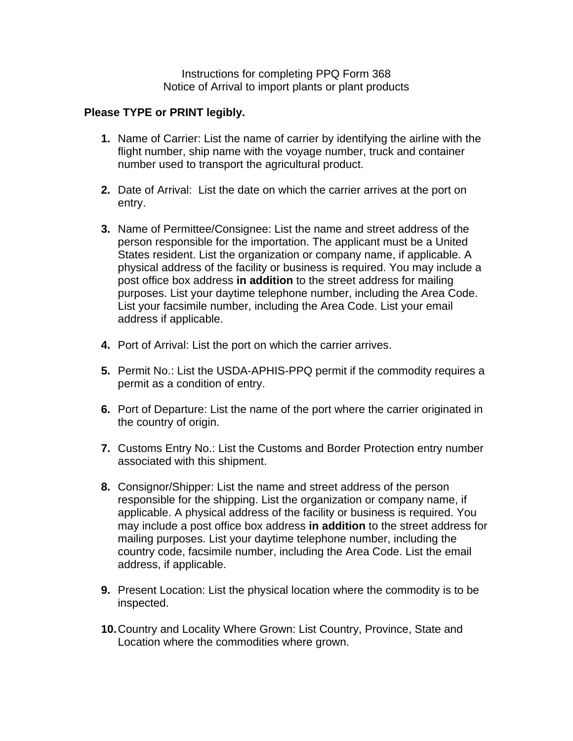Instructions for completing PPQ Form 368
Notice of Arrival to import plants or plant products

**Please TYPE or PRINT legibly.**

1. Name of Carrier: List the name of carrier by identifying the airline with the flight number, ship name with the voyage number, truck and container number used to transport the agricultural product.

2. Date of Arrival: List the date on which the carrier arrives at the port on entry.

3. Name of Permittee/Consignee: List the name and street address of the person responsible for the importation. The applicant must be a United States resident. List the organization or company name, if applicable. A physical address of the facility or business is required. You may include a post office box address **in addition** to the street address for mailing purposes. List your daytime telephone number, including the Area Code. List your facsimile number, including the Area Code. List your email address if applicable.

4. Port of Arrival: List the port on which the carrier arrives.

5. Permit No.: List the USDA-APHIS-PPQ permit if the commodity requires a permit as a condition of entry.

6. Port of Departure: List the name of the port where the carrier originated in the country of origin.

7. Customs Entry No.: List the Customs and Border Protection entry number associated with this shipment.

8. Consignor/Shipper: List the name and street address of the person responsible for the shipping. List the organization or company name, if applicable. A physical address of the facility or business is required. You may include a post office box address **in addition** to the street address for mailing purposes. List your daytime telephone number, including the country code, facsimile number, including the Area Code. List the email address, if applicable.

9. Present Location: List the physical location where the commodity is to be inspected.

10. Country and Locality Where Grown: List Country, Province, State and Location where the commodities where grown.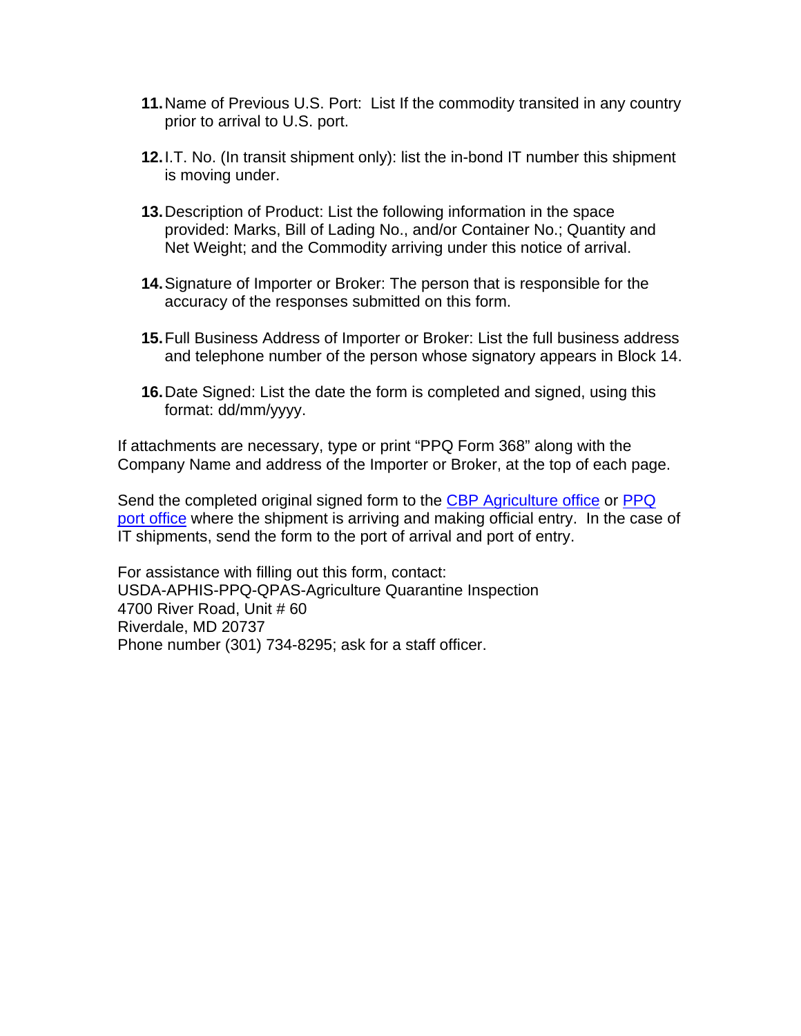11. **Name of Previous U.S. Port:** List If the commodity transited in any country prior to arrival to U.S. port.

12. I.T. No. (In transit shipment only): list the in-bond IT number this shipment is moving under.

13. Description of Product: List the following information in the space provided: Marks, Bill of Lading No., and/or Container No.; Quantity and Net Weight; and the Commodity arriving under this notice of arrival.

14. Signature of Importer or Broker: The person that is responsible for the accuracy of the responses submitted on this form.

15. Full Business Address of Importer or Broker: List the full business address and telephone number of the person whose signatory appears in Block 14.

16. Date Signed: List the date the form is completed and signed, using this format: dd/mm/yyyy.

If attachments are necessary, type or print "PPQ Form 368" along with the Company Name and address of the Importer or Broker, at the top of each page.

Send the completed original signed form to the CBP Agriculture office or PPQ port office where the shipment is arriving and making official entry. In the case of IT shipments, send the form to the port of arrival and port of entry.

For assistance with filling out this form, contact:
USDA-APHIS-PPQ-QPAS-Agriculture Quarantine Inspection
4700 River Road, Unit # 60
Riverdale, MD 20737
Phone number (301) 734-8295; ask for a staff officer.